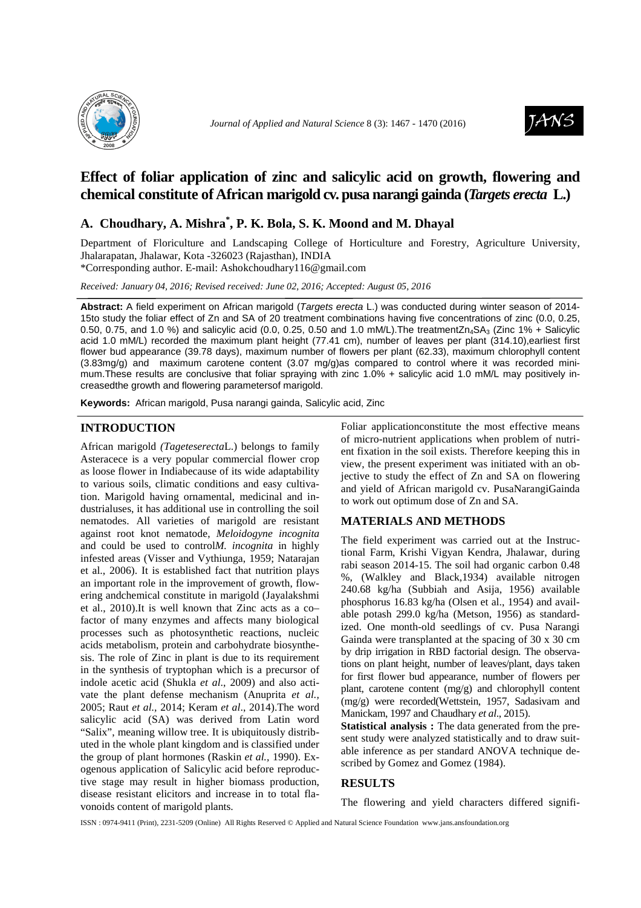# Effect of foliar application of zinc and salicylic acid on growth, flowering and chemical constitute of African marigold cv. pusa narangi gainda (*Targets erecta* L.)

## A. Choudhary, A. Mishra*, P. K. Bola, S. K. Moond and M. Dhayal

Department of Floriculture and Landscaping College of Horticulture and Forestry, Agriculture University, Jhalarapatan, Jhalawar, Kota -326023 (Rajasthan), INDIA

*Corresponding author. E-mail: Ashokchoudhary116@gmail.com

*Received: January 04, 2016; Revised received: June 02, 2016; Accepted: August 05, 2016*

**Abstract:** A field experiment on African marigold (*Targets erecta* L.) was conducted during winter season of 2014-15to study the foliar effect of Zn and SA of 20 treatment combinations having five concentrations of zinc (0.0, 0.25, 0.50, 0.75, and 1.0 %) and salicylic acid (0.0, 0.25, 0.50 and 1.0 mM/L).The treatment$Zn_4SA_3$ (Zinc 1% + Salicylic acid 1.0 mM/L) recorded the maximum plant height (77.41 cm), number of leaves per plant (314.10),earliest first flower bud appearance (39.78 days), maximum number of flowers per plant (62.33), maximum chlorophyll content (3.83mg/g) and maximum carotene content (3.07 mg/g)as compared to control where it was recorded minimum.These results are conclusive that foliar spraying with zinc 1.0% + salicylic acid 1.0 mM/L may positively increasedthe growth and flowering parametersof marigold.

**Keywords:** African marigold, Pusa narangi gainda, Salicylic acid, Zinc

## INTRODUCTION

African marigold *(Tageteserecta*L.) belongs to family Asteracece is a very popular commercial flower crop as loose flower in Indiabecause of its wide adaptability to various soils, climatic conditions and easy cultivation. Marigold having ornamental, medicinal and industrialuses, it has additional use in controlling the soil nematodes. All varieties of marigold are resistant against root knot nematode, *Meloidogyne incognita* and could be used to control*M. incognita* in highly infested areas (Visser and Vythiunga, 1959; Natarajan et al., 2006). It is established fact that nutrition plays an important role in the improvement of growth, flowering andchemical constitute in marigold (Jayalakshmi et al., 2010).It is well known that Zinc acts as a co–factor of many enzymes and affects many biological processes such as photosynthetic reactions, nucleic acids metabolism, protein and carbohydrate biosynthesis. The role of Zinc in plant is due to its requirement in the synthesis of tryptophan which is a precursor of indole acetic acid (Shukla *et al*., 2009) and also activate the plant defense mechanism (Anuprita *et al.,* 2005; Raut *et al.*, 2014; Keram *et al*., 2014).The word salicylic acid (SA) was derived from Latin word "Salix", meaning willow tree. It is ubiquitously distributed in the whole plant kingdom and is classified under the group of plant hormones (Raskin *et al.*, 1990). Exogenous application of Salicylic acid before reproductive stage may result in higher biomass production, disease resistant elicitors and increase in to total flavonoids content of marigold plants.

Foliar applicationconstitute the most effective means of micro-nutrient applications when problem of nutrient fixation in the soil exists. Therefore keeping this in view, the present experiment was initiated with an objective to study the effect of Zn and SA on flowering and yield of African marigold cv. PusaNarangiGainda to work out optimum dose of Zn and SA.

## MATERIALS AND METHODS

The field experiment was carried out at the Instructional Farm, Krishi Vigyan Kendra, Jhalawar, during rabi season 2014-15. The soil had organic carbon 0.48 %, (Walkley and Black,1934) available nitrogen 240.68 kg/ha (Subbiah and Asija, 1956) available phosphorus 16.83 kg/ha (Olsen et al., 1954) and available potash 299.0 kg/ha (Metson, 1956) as standardized. One month-old seedlings of cv. Pusa Narangi Gainda were transplanted at the spacing of 30 x 30 cm by drip irrigation in RBD factorial design. The observations on plant height, number of leaves/plant, days taken for first flower bud appearance, number of flowers per plant, carotene content (mg/g) and chlorophyll content (mg/g) were recorded(Wettstein, 1957, Sadasivam and Manickam, 1997 and Chaudhary *et al*., 2015).

**Statistical analysis :** The data generated from the present study were analyzed statistically and to draw suitable inference as per standard ANOVA technique described by Gomez and Gomez (1984).

## RESULTS

The flowering and yield characters differed signifi-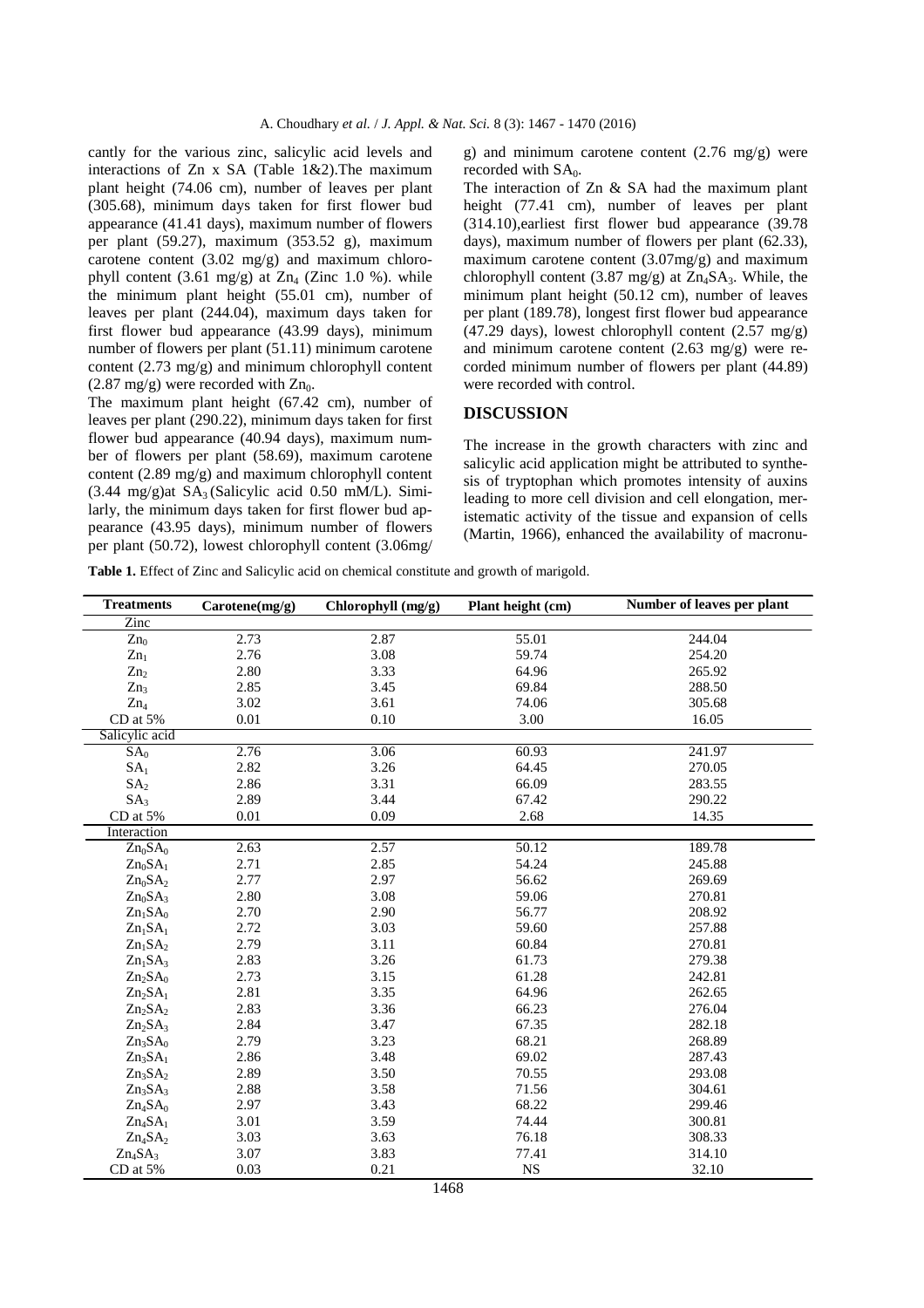cantly for the various zinc, salicylic acid levels and interactions of Zn x SA (Table 1&2).The maximum plant height (74.06 cm), number of leaves per plant (305.68), minimum days taken for first flower bud appearance (41.41 days), maximum number of flowers per plant (59.27), maximum (353.52 g), maximum carotene content (3.02 mg/g) and maximum chlorophyll content (3.61 mg/g) at $Zn_4$ (Zinc 1.0 %). while the minimum plant height (55.01 cm), number of leaves per plant (244.04), maximum days taken for first flower bud appearance (43.99 days), minimum number of flowers per plant (51.11) minimum carotene content (2.73 mg/g) and minimum chlorophyll content (2.87 mg/g) were recorded with $Zn_0$.

The maximum plant height (67.42 cm), number of leaves per plant (290.22), minimum days taken for first flower bud appearance (40.94 days), maximum number of flowers per plant (58.69), maximum carotene content (2.89 mg/g) and maximum chlorophyll content (3.44 mg/g)at $SA_3$ (Salicylic acid 0.50 mM/L). Similarly, the minimum days taken for first flower bud appearance (43.95 days), minimum number of flowers per plant (50.72), lowest chlorophyll content (3.06mg/g) and minimum carotene content (2.76 mg/g) were recorded with $SA_0$.

The interaction of Zn & SA had the maximum plant height (77.41 cm), number of leaves per plant (314.10),earliest first flower bud appearance (39.78 days), maximum number of flowers per plant (62.33), maximum carotene content (3.07mg/g) and maximum chlorophyll content (3.87 mg/g) at $Zn_4SA_3$. While, the minimum plant height (50.12 cm), number of leaves per plant (189.78), longest first flower bud appearance (47.29 days), lowest chlorophyll content (2.57 mg/g) and minimum carotene content (2.63 mg/g) were recorded minimum number of flowers per plant (44.89) were recorded with control.

## DISCUSSION

The increase in the growth characters with zinc and salicylic acid application might be attributed to synthesis of tryptophan which promotes intensity of auxins leading to more cell division and cell elongation, meristematic activity of the tissue and expansion of cells (Martin, 1966), enhanced the availability of macronu-

**Table 1.** Effect of Zinc and Salicylic acid on chemical constitute and growth of marigold.

| Treatments | Carotene(mg/g) | Chlorophyll (mg/g) | Plant height (cm) | Number of leaves per plant |
|---|---|---|---|---|
| Zinc | | | | |
| $Zn_0$ | 2.73 | 2.87 | 55.01 | 244.04 |
| $Zn_1$ | 2.76 | 3.08 | 59.74 | 254.20 |
| $Zn_2$ | 2.80 | 3.33 | 64.96 | 265.92 |
| $Zn_3$ | 2.85 | 3.45 | 69.84 | 288.50 |
| $Zn_4$ | 3.02 | 3.61 | 74.06 | 305.68 |
| CD at 5% | 0.01 | 0.10 | 3.00 | 16.05 |
| Salicylic acid | | | | |
| $SA_0$ | 2.76 | 3.06 | 60.93 | 241.97 |
| $SA_1$ | 2.82 | 3.26 | 64.45 | 270.05 |
| $SA_2$ | 2.86 | 3.31 | 66.09 | 283.55 |
| $SA_3$ | 2.89 | 3.44 | 67.42 | 290.22 |
| CD at 5% | 0.01 | 0.09 | 2.68 | 14.35 |
| Interaction | | | | |
| $Zn_0SA_0$ | 2.63 | 2.57 | 50.12 | 189.78 |
| $Zn_0SA_1$ | 2.71 | 2.85 | 54.24 | 245.88 |
| $Zn_0SA_2$ | 2.77 | 2.97 | 56.62 | 269.69 |
| $Zn_0SA_3$ | 2.80 | 3.08 | 59.06 | 270.81 |
| $Zn_1SA_0$ | 2.70 | 2.90 | 56.77 | 208.92 |
| $Zn_1SA_1$ | 2.72 | 3.03 | 59.60 | 257.88 |
| $Zn_1SA_2$ | 2.79 | 3.11 | 60.84 | 270.81 |
| $Zn_1SA_3$ | 2.83 | 3.26 | 61.73 | 279.38 |
| $Zn_2SA_0$ | 2.73 | 3.15 | 61.28 | 242.81 |
| $Zn_2SA_1$ | 2.81 | 3.35 | 64.96 | 262.65 |
| $Zn_2SA_2$ | 2.83 | 3.36 | 66.23 | 276.04 |
| $Zn_2SA_3$ | 2.84 | 3.47 | 67.35 | 282.18 |
| $Zn_3SA_0$ | 2.79 | 3.23 | 68.21 | 268.89 |
| $Zn_3SA_1$ | 2.86 | 3.48 | 69.02 | 287.43 |
| $Zn_3SA_2$ | 2.89 | 3.50 | 70.55 | 293.08 |
| $Zn_3SA_3$ | 2.88 | 3.58 | 71.56 | 304.61 |
| $Zn_4SA_0$ | 2.97 | 3.43 | 68.22 | 299.46 |
| $Zn_4SA_1$ | 3.01 | 3.59 | 74.44 | 300.81 |
| $Zn_4SA_2$ | 3.03 | 3.63 | 76.18 | 308.33 |
| $Zn_4SA_3$ | 3.07 | 3.83 | 77.41 | 314.10 |
| CD at 5% | 0.03 | 0.21 | NS | 32.10 |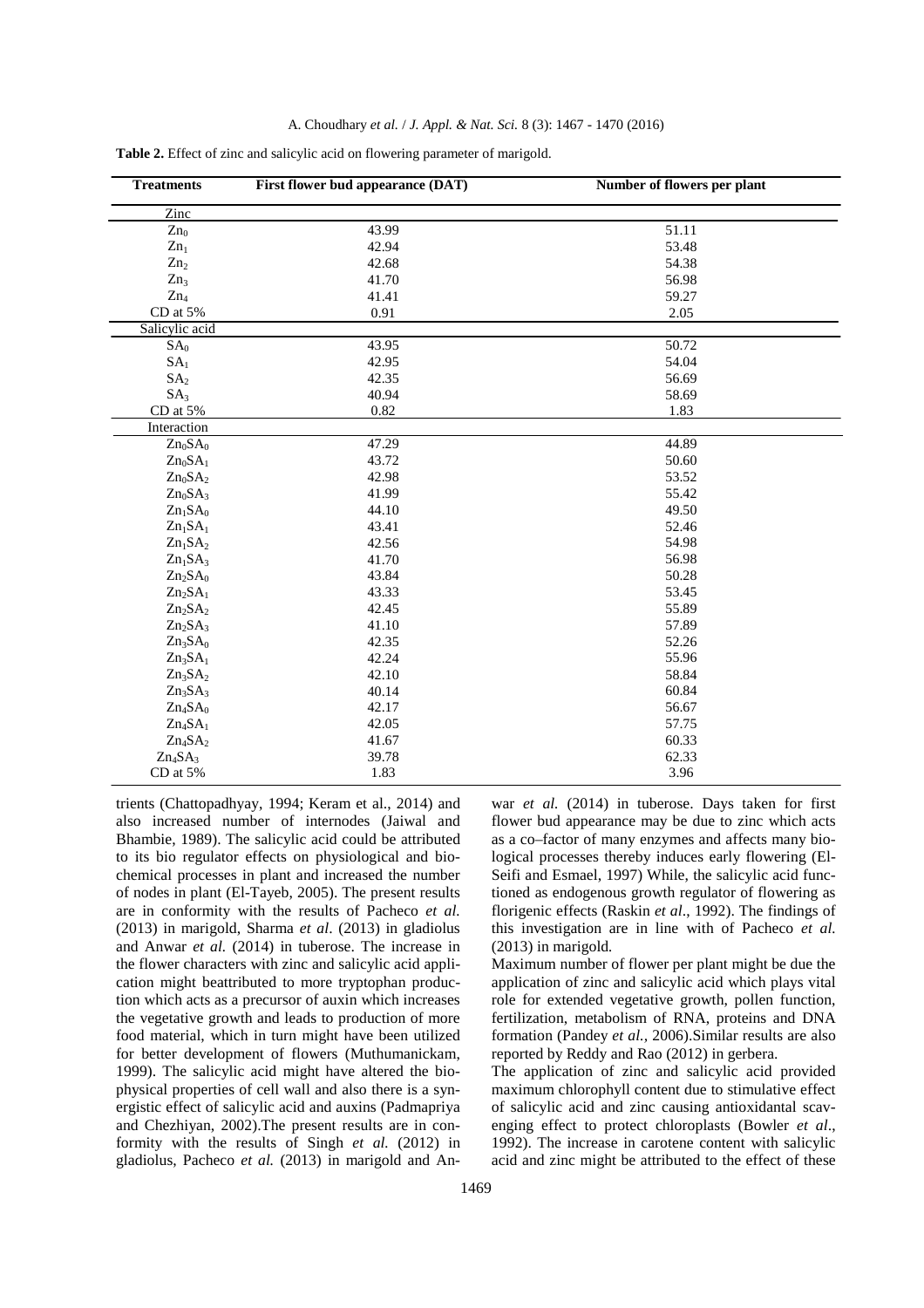**Table 2.** Effect of zinc and salicylic acid on flowering parameter of marigold.

| Treatments | First flower bud appearance (DAT) | Number of flowers per plant |
|---|---|---|
| Zinc | | |
| $Zn_0$ | 43.99 | 51.11 |
| $Zn_1$ | 42.94 | 53.48 |
| $Zn_2$ | 42.68 | 54.38 |
| $Zn_3$ | 41.70 | 56.98 |
| $Zn_4$ | 41.41 | 59.27 |
| CD at 5% | 0.91 | 2.05 |
| Salicylic acid | | |
| $SA_0$ | 43.95 | 50.72 |
| $SA_1$ | 42.95 | 54.04 |
| $SA_2$ | 42.35 | 56.69 |
| $SA_3$ | 40.94 | 58.69 |
| CD at 5% | 0.82 | 1.83 |
| Interaction | | |
| $Zn_0SA_0$ | 47.29 | 44.89 |
| $Zn_0SA_1$ | 43.72 | 50.60 |
| $Zn_0SA_2$ | 42.98 | 53.52 |
| $Zn_0SA_3$ | 41.99 | 55.42 |
| $Zn_1SA_0$ | 44.10 | 49.50 |
| $Zn_1SA_1$ | 43.41 | 52.46 |
| $Zn_1SA_2$ | 42.56 | 54.98 |
| $Zn_1SA_3$ | 41.70 | 56.98 |
| $Zn_2SA_0$ | 43.84 | 50.28 |
| $Zn_2SA_1$ | 43.33 | 53.45 |
| $Zn_2SA_2$ | 42.45 | 55.89 |
| $Zn_2SA_3$ | 41.10 | 57.89 |
| $Zn_3SA_0$ | 42.35 | 52.26 |
| $Zn_3SA_1$ | 42.24 | 55.96 |
| $Zn_3SA_2$ | 42.10 | 58.84 |
| $Zn_3SA_3$ | 40.14 | 60.84 |
| $Zn_4SA_0$ | 42.17 | 56.67 |
| $Zn_4SA_1$ | 42.05 | 57.75 |
| $Zn_4SA_2$ | 41.67 | 60.33 |
| $Zn_4SA_3$ | 39.78 | 62.33 |
| CD at 5% | 1.83 | 3.96 |

trients (Chattopadhyay, 1994; Keram et al., 2014) and also increased number of internodes (Jaiwal and Bhambie, 1989). The salicylic acid could be attributed to its bio regulator effects on physiological and biochemical processes in plant and increased the number of nodes in plant (El-Tayeb, 2005). The present results are in conformity with the results of Pacheco *et al.* (2013) in marigold, Sharma *et al*. (2013) in gladiolus and Anwar *et al.* (2014) in tuberose. The increase in the flower characters with zinc and salicylic acid application might beattributed to more tryptophan production which acts as a precursor of auxin which increases the vegetative growth and leads to production of more food material, which in turn might have been utilized for better development of flowers (Muthumanickam, 1999). The salicylic acid might have altered the biophysical properties of cell wall and also there is a synergistic effect of salicylic acid and auxins (Padmapriya and Chezhiyan, 2002).The present results are in conformity with the results of Singh *et al.* (2012) in gladiolus, Pacheco *et al.* (2013) in marigold and Anwar *et al.* (2014) in tuberose. Days taken for first flower bud appearance may be due to zinc which acts as a co–factor of many enzymes and affects many biological processes thereby induces early flowering (El-Seifi and Esmael, 1997) While, the salicylic acid functioned as endogenous growth regulator of flowering as florigenic effects (Raskin *et al*., 1992). The findings of this investigation are in line with of Pacheco *et al.* (2013) in marigold.

Maximum number of flower per plant might be due the application of zinc and salicylic acid which plays vital role for extended vegetative growth, pollen function, fertilization, metabolism of RNA, proteins and DNA formation (Pandey *et al.,* 2006).Similar results are also reported by Reddy and Rao (2012) in gerbera.

The application of zinc and salicylic acid provided maximum chlorophyll content due to stimulative effect of salicylic acid and zinc causing antioxidantal scavenging effect to protect chloroplasts (Bowler *et al*., 1992). The increase in carotene content with salicylic acid and zinc might be attributed to the effect of these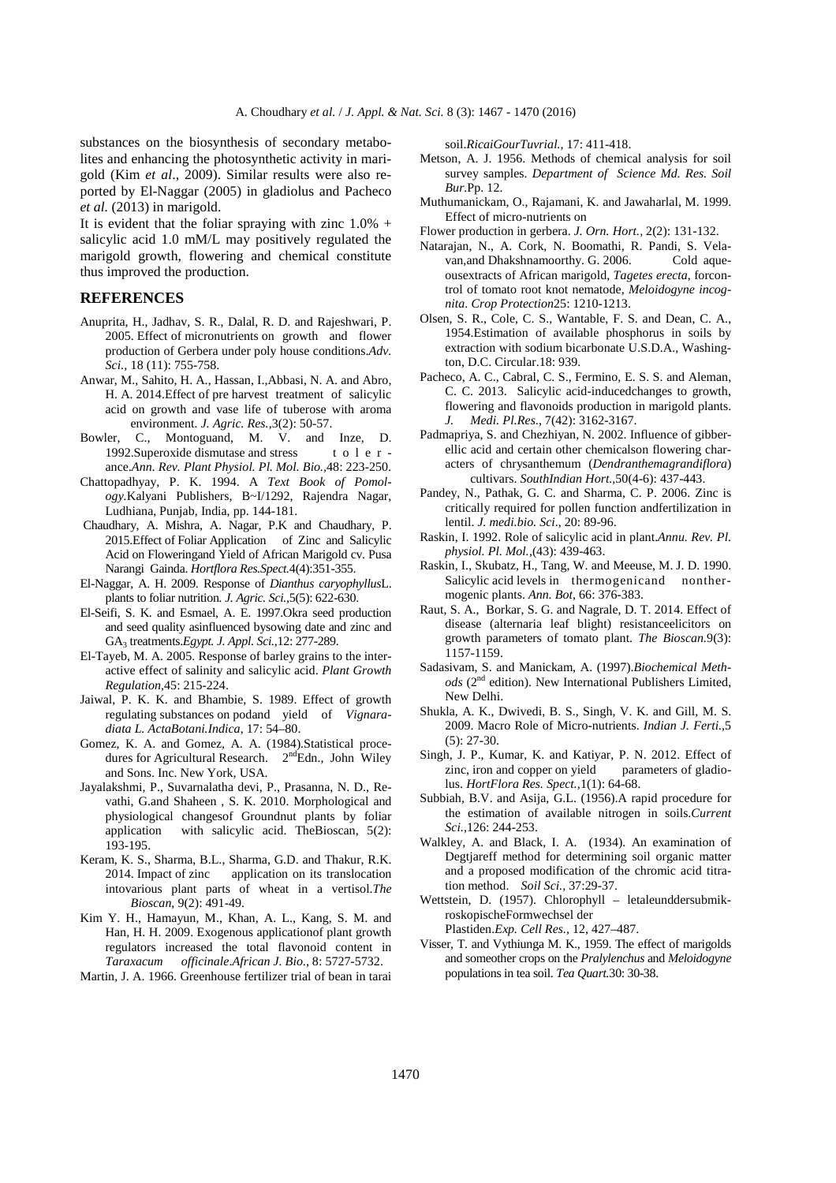substances on the biosynthesis of secondary metabolites and enhancing the photosynthetic activity in marigold (Kim *et al*., 2009). Similar results were also reported by El-Naggar (2005) in gladiolus and Pacheco *et al.* (2013) in marigold.

It is evident that the foliar spraying with zinc 1.0% + salicylic acid 1.0 mM/L may positively regulated the marigold growth, flowering and chemical constitute thus improved the production.

## REFERENCES

Anuprita, H., Jadhav, S. R., Dalal, R. D. and Rajeshwari, P. 2005. Effect of micronutrients on growth and flower production of Gerbera under poly house conditions.*Adv. Sci.*, 18 (11): 755-758.

Anwar, M., Sahito, H. A., Hassan, I.,Abbasi, N. A. and Abro, H. A. 2014.Effect of pre harvest treatment of salicylic acid on growth and vase life of tuberose with aroma environment. *J. Agric. Res.*,3(2): 50-57.

Bowler, C., Montoguand, M. V. and Inze, D. 1992.Superoxide dismutase and stress tolerance.*Ann. Rev. Plant Physiol. Pl. Mol. Bio.*,48: 223-250.

Chattopadhyay, P. K. 1994. A *Text Book of Pomology*.Kalyani Publishers, B~I/1292, Rajendra Nagar, Ludhiana, Punjab, India, pp. 144-181.

Chaudhary, A. Mishra, A. Nagar, P.K and Chaudhary, P. 2015.Effect of Foliar Application of Zinc and Salicylic Acid on Floweringand Yield of African Marigold cv. Pusa Narangi Gainda. *Hortflora Res.Spect.*4(4):351-355.

El-Naggar, A. H. 2009. Response of *Dianthus caryophyllus*L. plants to foliar nutrition. *J. Agric. Sci.*,5(5): 622-630.

El-Seifi, S. K. and Esmael, A. E. 1997.Okra seed production and seed quality asinfluenced bysowing date and zinc and $GA_3$ treatments.*Egypt. J. Appl. Sci.*,12: 277-289.

El-Tayeb, M. A. 2005. Response of barley grains to the interactive effect of salinity and salicylic acid. *Plant Growth Regulation*,45: 215-224.

Jaiwal, P. K. K. and Bhambie, S. 1989. Effect of growth regulating substances on podand yield of *Vignaradiata L. ActaBotani.Indica*, 17: 54–80.

Gomez, K. A. and Gomez, A. A. (1984).Statistical procedures for Agricultural Research. 2[nd]Edn., John Wiley and Sons. Inc. New York, USA.

Jayalakshmi, P., Suvarnalatha devi, P., Prasanna, N. D., Revathi, G.and Shaheen , S. K. 2010. Morphological and physiological changesof Groundnut plants by foliar application with salicylic acid. TheBioscan, 5(2): 193-195.

Keram, K. S., Sharma, B.L., Sharma, G.D. and Thakur, R.K. 2014. Impact of zinc application on its translocation intovarious plant parts of wheat in a vertisol.*The Bioscan*, 9(2): 491-49.

Kim Y. H., Hamayun, M., Khan, A. L., Kang, S. M. and Han, H. H. 2009. Exogenous applicationof plant growth regulators increased the total flavonoid content in *Taraxacum officinale*.*African J. Bio.*, 8: 5727-5732.

Martin, J. A. 1966. Greenhouse fertilizer trial of bean in tarai soil.*RicaiGourTuvrial.*, 17: 411-418.

Metson, A. J. 1956. Methods of chemical analysis for soil survey samples. *Department of Science Md. Res. Soil Bur.*Pp. 12.

Muthumanickam, O., Rajamani, K. and Jawaharlal, M. 1999. Effect of micro-nutrients on

Flower production in gerbera. *J. Orn. Hort.*, 2(2): 131-132.

Natarajan, N., A. Cork, N. Boomathi, R. Pandi, S. Velavan,and Dhakshnamoorthy. G. 2006. Cold aqueousextracts of African marigold, *Tagetes erecta*, forcontrol of tomato root knot nematode, *Meloidogyne incognita*. *Crop Protection*25: 1210-1213.

Olsen, S. R., Cole, C. S., Wantable, F. S. and Dean, C. A., 1954.Estimation of available phosphorus in soils by extraction with sodium bicarbonate U.S.D.A., Washington, D.C. Circular.18: 939.

Pacheco, A. C., Cabral, C. S., Fermino, E. S. S. and Aleman, C. C. 2013. Salicylic acid-inducedchanges to growth, flowering and flavonoids production in marigold plants. *J. Medi. Pl.Res.*, 7(42): 3162-3167.

Padmapriya, S. and Chezhiyan, N. 2002. Influence of gibberellic acid and certain other chemicalson flowering characters of chrysanthemum (*Dendranthemagrandiflora*) cultivars. *SouthIndian Hort.*,50(4-6): 437-443.

Pandey, N., Pathak, G. C. and Sharma, C. P. 2006. Zinc is critically required for pollen function andfertilization in lentil. *J. medi.bio. Sci*., 20: 89-96.

Raskin, I. 1992. Role of salicylic acid in plant.*Annu. Rev. Pl. physiol. Pl. Mol.*,(43): 439-463.

Raskin, I., Skubatz, H., Tang, W. and Meeuse, M. J. D. 1990. Salicylic acid levels in thermogenicand nonthermogenic plants. *Ann. Bot*, 66: 376-383.

Raut, S. A., Borkar, S. G. and Nagrale, D. T. 2014. Effect of disease (alternaria leaf blight) resistanceelicitors on growth parameters of tomato plant. *The Bioscan.*9(3): 1157-1159.

Sadasivam, S. and Manickam, A. (1997).*Biochemical Methods* (2[nd] edition). New International Publishers Limited, New Delhi.

Shukla, A. K., Dwivedi, B. S., Singh, V. K. and Gill, M. S. 2009. Macro Role of Micro-nutrients. *Indian J. Ferti.*,5 (5): 27-30.

Singh, J. P., Kumar, K. and Katiyar, P. N. 2012. Effect of zinc, iron and copper on yield parameters of gladiolus. *HortFlora Res. Spect.*,1(1): 64-68.

Subbiah, B.V. and Asija, G.L. (1956).A rapid procedure for the estimation of available nitrogen in soils.*Current Sci.*,126: 244-253.

Walkley, A. and Black, I. A. (1934). An examination of Degtjareff method for determining soil organic matter and a proposed modification of the chromic acid titration method. *Soil Sci.*, 37:29-37.

Wettstein, D. (1957). Chlorophyll – letaleunddersubmikroskopischeFormwechsel der Plastiden.*Exp. Cell Res.*, 12, 427–487.

Visser, T. and Vythiunga M. K., 1959. The effect of marigolds and someother crops on the *Pralylenchus* and *Meloidogyne* populations in tea soil. *Tea Quart.*30: 30-38.